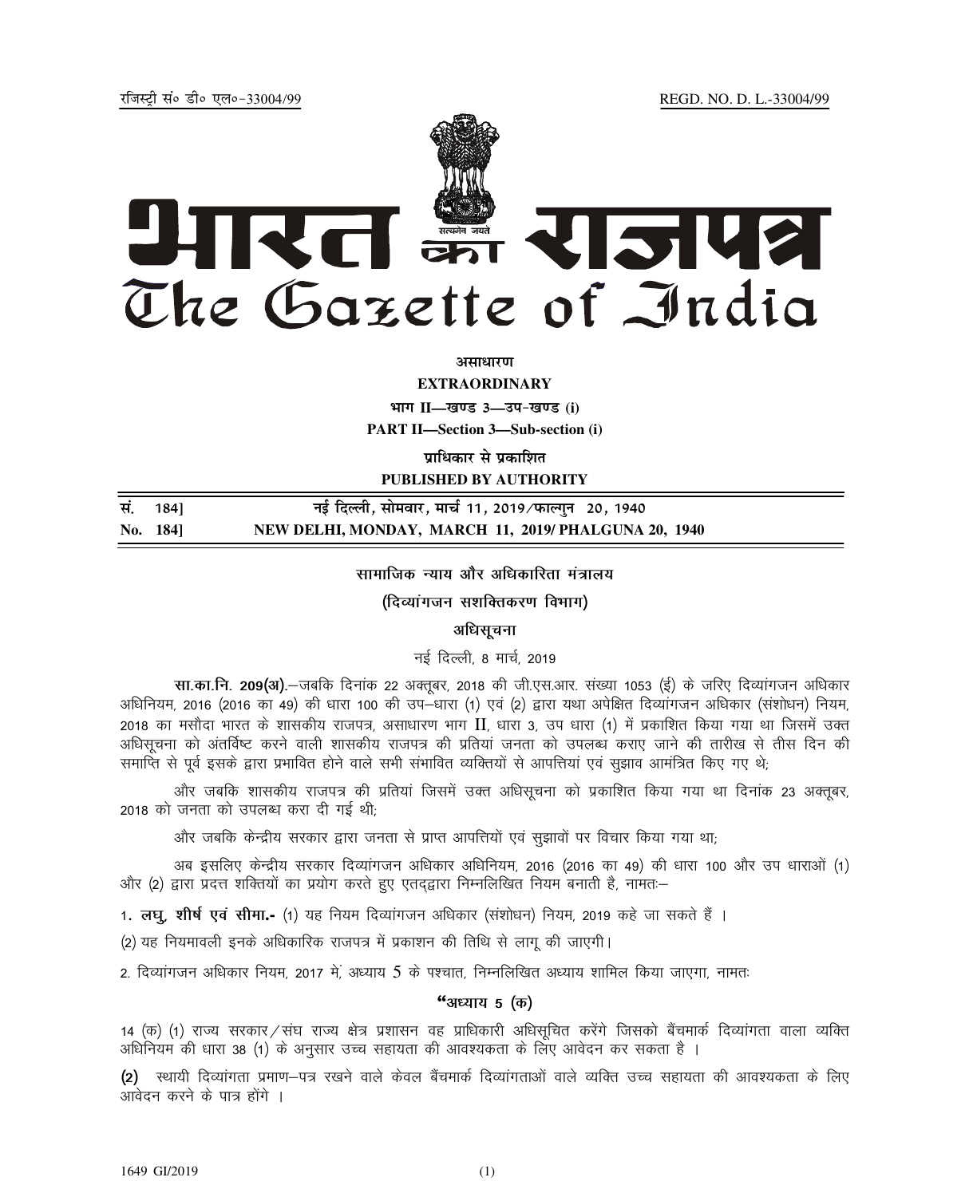रजिस्ट्री सं० डी० एल०-33004/99 REGD. NO. D. L.-33004/99

# भारत का राजपत्र
# The Gazette of India

**असाधारण**

**EXTRAORDINARY**

**भाग II—खण्ड 3—उप-खण्ड (i)**

**PART II—Section 3—Sub-section (i)**

**प्राधिकार से प्रकाशित**

**PUBLISHED BY AUTHORITY**

| | |
|---|---|
| **सं. 184]** | **नई दिल्ली, सोमवार, मार्च 11, 2019/फाल्गुन 20, 1940** |
| **No. 184]** | **NEW DELHI, MONDAY, MARCH 11, 2019/ PHALGUNA 20, 1940** |

**सामाजिक न्याय और अधिकारिता मंत्रालय**

**(दिव्यांगजन सशक्तिकरण विभाग)**

**अधिसूचना**

नई दिल्ली, 8 मार्च, 2019

**सा.का.नि. 209(अ).**—जबकि दिनांक 22 अक्तूबर, 2018 की जी.एस.आर. संख्या 1053 (ई) के जरिए दिव्यांगजन अधिकार अधिनियम, 2016 (2016 का 49) की धारा 100 की उप–धारा (1) एवं (2) द्वारा यथा अपेक्षित दिव्यांगजन अधिकार (संशोधन) नियम, 2018 का मसौदा भारत के शासकीय राजपत्र, असाधारण भाग II, धारा 3, उप धारा (1) में प्रकाशित किया गया था जिसमें उक्त अधिसूचना को अंतर्विष्ट करने वाली शासकीय राजपत्र की प्रतियां जनता को उपलब्ध कराए जाने की तारीख से तीस दिन की समाप्ति से पूर्व इसके द्वारा प्रभावित होने वाले सभी संभावित व्यक्तियों से आपत्तियां एवं सुझाव आमंत्रित किए गए थे;

और जबकि शासकीय राजपत्र की प्रतियां जिसमें उक्त अधिसूचना को प्रकाशित किया गया था दिनांक 23 अक्तूबर, 2018 को जनता को उपलब्ध करा दी गई थी;

और जबकि केन्द्रीय सरकार द्वारा जनता से प्राप्त आपत्तियों एवं सुझावों पर विचार किया गया था;

अब इसलिए केन्द्रीय सरकार दिव्यांगजन अधिकार अधिनियम, 2016 (2016 का 49) की धारा 100 और उप धाराओं (1) और (2) द्वारा प्रदत्त शक्तियों का प्रयोग करते हुए एतद्द्वारा निम्नलिखित नियम बनाती है, नामतः—

**1. लघु, शीर्ष एवं सीमा.-** (1) यह नियम दिव्यांगजन अधिकार (संशोधन) नियम, 2019 कहे जा सकते हैं ।

(2) यह नियमावली इनके अधिकारिक राजपत्र में प्रकाशन की तिथि से लागू की जाएगी।

2. दिव्यांगजन अधिकार नियम, 2017 में, अध्याय 5 के पश्चात, निम्नलिखित अध्याय शामिल किया जाएगा, नामतः

**"अध्याय 5 (क)**

14 (क) (1) राज्य सरकार/संघ राज्य क्षेत्र प्रशासन वह प्राधिकारी अधिसूचित करेंगे जिसको बैंचमार्क दिव्यांगता वाला व्यक्ति अधिनियम की धारा 38 (1) के अनुसार उच्च सहायता की आवश्यकता के लिए आवेदन कर सकता है ।

**(2)** स्थायी दिव्यांगता प्रमाण–पत्र रखने वाले केवल बैंचमार्क दिव्यांगताओं वाले व्यक्ति उच्च सहायता की आवश्यकता के लिए आवेदन करने के पात्र होंगे ।

1649 GI/2019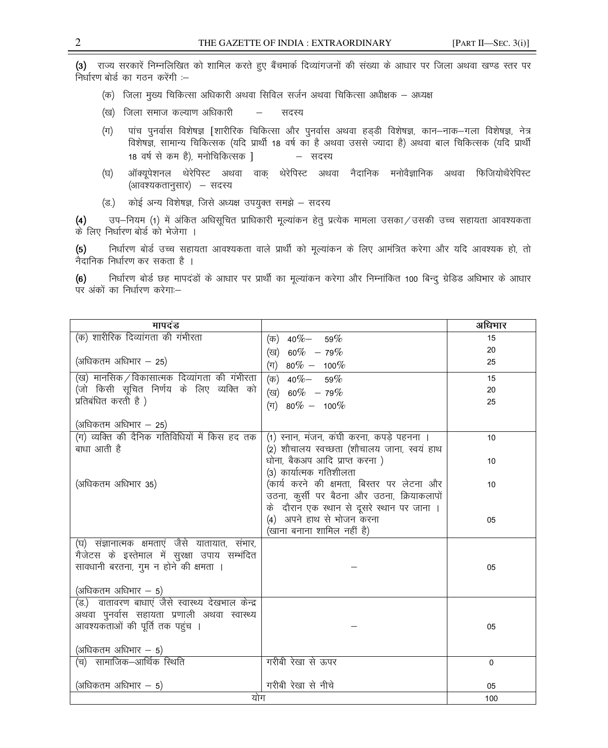(3) राज्य सरकारें निम्नलिखित को शामिल करते हुए बैंचमार्क दिव्यांगजनों की संख्या के आधार पर जिला अथवा खण्ड स्तर पर निर्धारण बोर्ड का गठन करेंगी :–

(क) जिला मुख्य चिकित्सा अधिकारी अथवा सिविल सर्जन अथवा चिकित्सा अधीक्षक – अध्यक्ष

(ख) जिला समाज कल्याण अधिकारी – सदस्य

(ग) पांच पुनर्वास विशेषज्ञ [शारीरिक चिकित्सा और पुनर्वास अथवा हड्डी विशेषज्ञ, कान–नाक–गला विशेषज्ञ, नेत्र विशेषज्ञ, सामान्य चिकित्सक (यदि प्रार्थी 18 वर्ष का है अथवा उससे ज्यादा है) अथवा बाल चिकित्सक (यदि प्रार्थी 18 वर्ष से कम है), मनोचिकित्सक ] – सदस्य

(घ) ऑक्यूपेशनल थेरेपिस्ट अथवा वाक् थेरेपिस्ट अथवा नैदानिक मनोवैज्ञानिक अथवा फिजियोथैरेपिस्ट (आवश्यकतानुसार) – सदस्य

(ड.) कोई अन्य विशेषज्ञ, जिसे अध्यक्ष उपयुक्त समझे – सदस्य

(4) उप–नियम (1) में अंकित अधिसूचित प्राधिकारी मूल्यांकन हेतु प्रत्येक मामला उसका/उसकी उच्च सहायता आवश्यकता के लिए निर्धारण बोर्ड को भेजेगा ।

(5) निर्धारण बोर्ड उच्च सहायता आवश्यकता वाले प्रार्थी को मूल्यांकन के लिए आमंत्रित करेगा और यदि आवश्यक हो, तो नैदानिक निर्धारण कर सकता है ।

(6) निर्धारण बोर्ड छह मापदंडों के आधार पर प्रार्थी का मूल्यांकन करेगा और निम्नांकित 100 बिन्दु ग्रेडिड अधिभार के आधार पर अंकों का निर्धारण करेगा:–

| मापदंड | | अधिभार |
|---|---|---|
| (क) शारीरिक दिव्यांगता की गंभीरता<br><br>(अधिकतम अधिभार – 25) | (क) 40%– 59%<br>(ख) 60% – 79%<br>(ग) 80% – 100% | 15<br>20<br>25 |
| (ख) मानसिक/विकासात्मक दिव्यांगता की गंभीरता (जो किसी सूचित निर्णय के लिए व्यक्ति को प्रतिबंधित करती है )<br><br>(अधिकतम अधिभार – 25) | (क) 40%– 59%<br>(ख) 60% – 79%<br>(ग) 80% – 100% | 15<br>20<br>25 |
| (ग) व्यक्ति की दैनिक गतिविधियों में किस हद तक बाधा आती है<br><br>(अधिकतम अधिभार 35) | (1) स्नान, मंजन, कंघी करना, कपड़े पहनना ।<br>(2) शौचालय स्वच्छता (शौचालय जाना, स्वयं हाथ धोना, बैकअप आदि प्राप्त करना )<br>(3) कार्यात्मक गतिशीलता (कार्य करने की क्षमता, बिस्तर पर लेटना और उठना, कुर्सी पर बैठना और उठना, क्रियाकलापों के दौरान एक स्थान से दूसरे स्थान पर जाना ।<br>(4) अपने हाथ से भोजन करना (खाना बनाना शामिल नहीं है) | 10<br>10<br>10<br>05 |
| (घ) संज्ञानात्मक क्षमताएं जैसे यातायात, संभार, गैजेटस के इस्तेमाल में सुरक्षा उपाय सम्भंदित सावधानी बरतना, गुम न होने की क्षमता ।<br><br>(अधिकतम अधिभार – 5) | – | 05 |
| (ड.) वातावरण बाधाएं जैसे स्वास्थ्य देखभाल केन्द्र अथवा पुनर्वास सहायता प्रणाली अथवा स्वास्थ्य आवश्यकताओं की पूर्ति तक पहुंच ।<br><br>(अधिकतम अधिभार – 5) | – | 05 |
| (च) सामाजिक–आर्थिक स्थिति<br><br>(अधिकतम अधिभार – 5) | गरीबी रेखा से ऊपर<br><br>गरीबी रेखा से नीचे | 0<br><br>05 |
| योग | | 100 |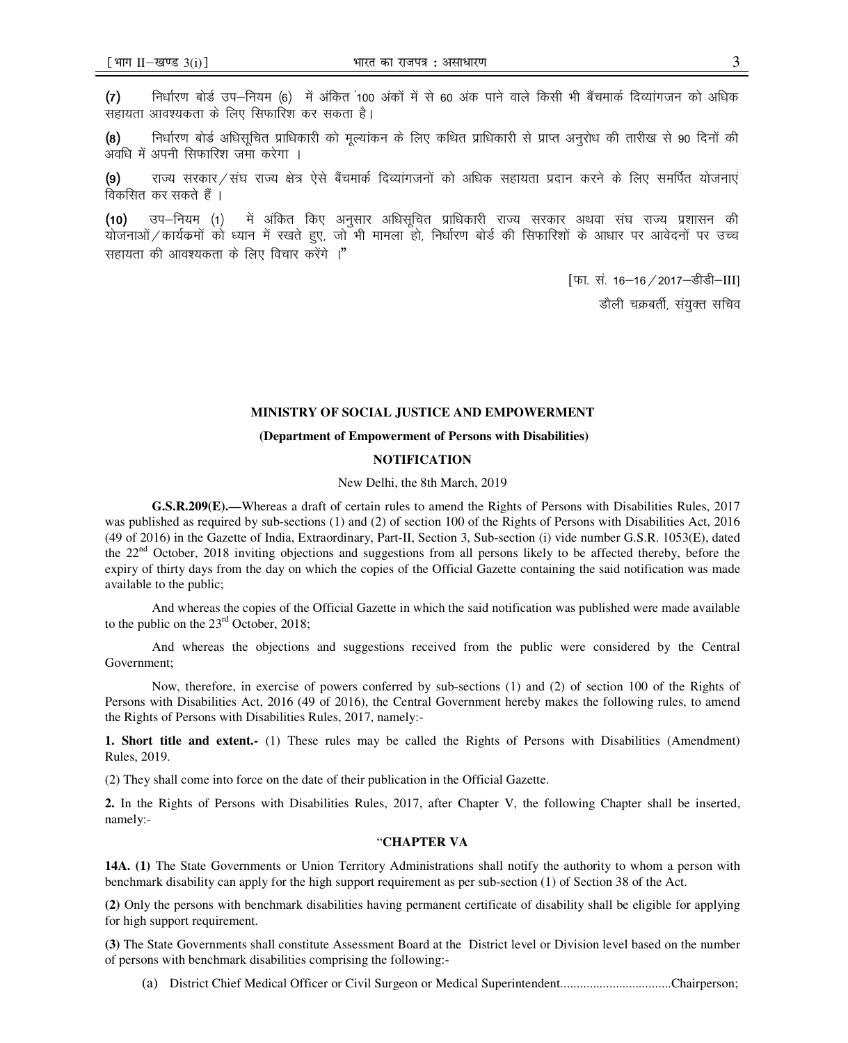**(7)** निर्धारण बोर्ड उप–नियम (6) में अंकित 100 अंकों में से 60 अंक पाने वाले किसी भी बैंचमार्क दिव्यांगजन को अधिक सहायता आवश्यकता के लिए सिफारिश कर सकता है।

**(8)** निर्धारण बोर्ड अधिसूचित प्राधिकारी को मूल्यांकन के लिए कथित प्राधिकारी से प्राप्त अनुरोध की तारीख से 90 दिनों की अवधि में अपनी सिफारिश जमा करेगा ।

**(9)** राज्य सरकार/संघ राज्य क्षेत्र ऐसे बैंचमार्क दिव्यांगजनों को अधिक सहायता प्रदान करने के लिए समर्पित योजनाएं विकसित कर सकते हैं ।

**(10)** उप–नियम (1) में अंकित किए अनुसार अधिसूचित प्राधिकारी राज्य सरकार अथवा संघ राज्य प्रशासन की योजनाओं/कार्यक्रमों को ध्यान में रखते हुए, जो भी मामला हो, निर्धारण बोर्ड की सिफारिशों के आधार पर आवेदनों पर उच्च सहायता की आवश्यकता के लिए विचार करेंगे ।"

[फा. सं. 16–16/2017–डीडी–III]

डौली चक्रबर्ती, संयुक्त सचिव

**MINISTRY OF SOCIAL JUSTICE AND EMPOWERMENT**

**(Department of Empowerment of Persons with Disabilities)**

**NOTIFICATION**

New Delhi, the 8th March, 2019

**G.S.R.209(E).—**Whereas a draft of certain rules to amend the Rights of Persons with Disabilities Rules, 2017 was published as required by sub-sections (1) and (2) of section 100 of the Rights of Persons with Disabilities Act, 2016 (49 of 2016) in the Gazette of India, Extraordinary, Part-II, Section 3, Sub-section (i) vide number G.S.R. 1053(E), dated the 22nd October, 2018 inviting objections and suggestions from all persons likely to be affected thereby, before the expiry of thirty days from the day on which the copies of the Official Gazette containing the said notification was made available to the public;

And whereas the copies of the Official Gazette in which the said notification was published were made available to the public on the 23rd October, 2018;

And whereas the objections and suggestions received from the public were considered by the Central Government;

Now, therefore, in exercise of powers conferred by sub-sections (1) and (2) of section 100 of the Rights of Persons with Disabilities Act, 2016 (49 of 2016), the Central Government hereby makes the following rules, to amend the Rights of Persons with Disabilities Rules, 2017, namely:-

**1. Short title and extent.-** (1) These rules may be called the Rights of Persons with Disabilities (Amendment) Rules, 2019.

(2) They shall come into force on the date of their publication in the Official Gazette.

**2.** In the Rights of Persons with Disabilities Rules, 2017, after Chapter V, the following Chapter shall be inserted, namely:-

"**CHAPTER VA**

**14A. (1)** The State Governments or Union Territory Administrations shall notify the authority to whom a person with benchmark disability can apply for the high support requirement as per sub-section (1) of Section 38 of the Act.

**(2)** Only the persons with benchmark disabilities having permanent certificate of disability shall be eligible for applying for high support requirement.

**(3)** The State Governments shall constitute Assessment Board at the District level or Division level based on the number of persons with benchmark disabilities comprising the following:-

(a) District Chief Medical Officer or Civil Surgeon or Medical Superintendent..................................Chairperson;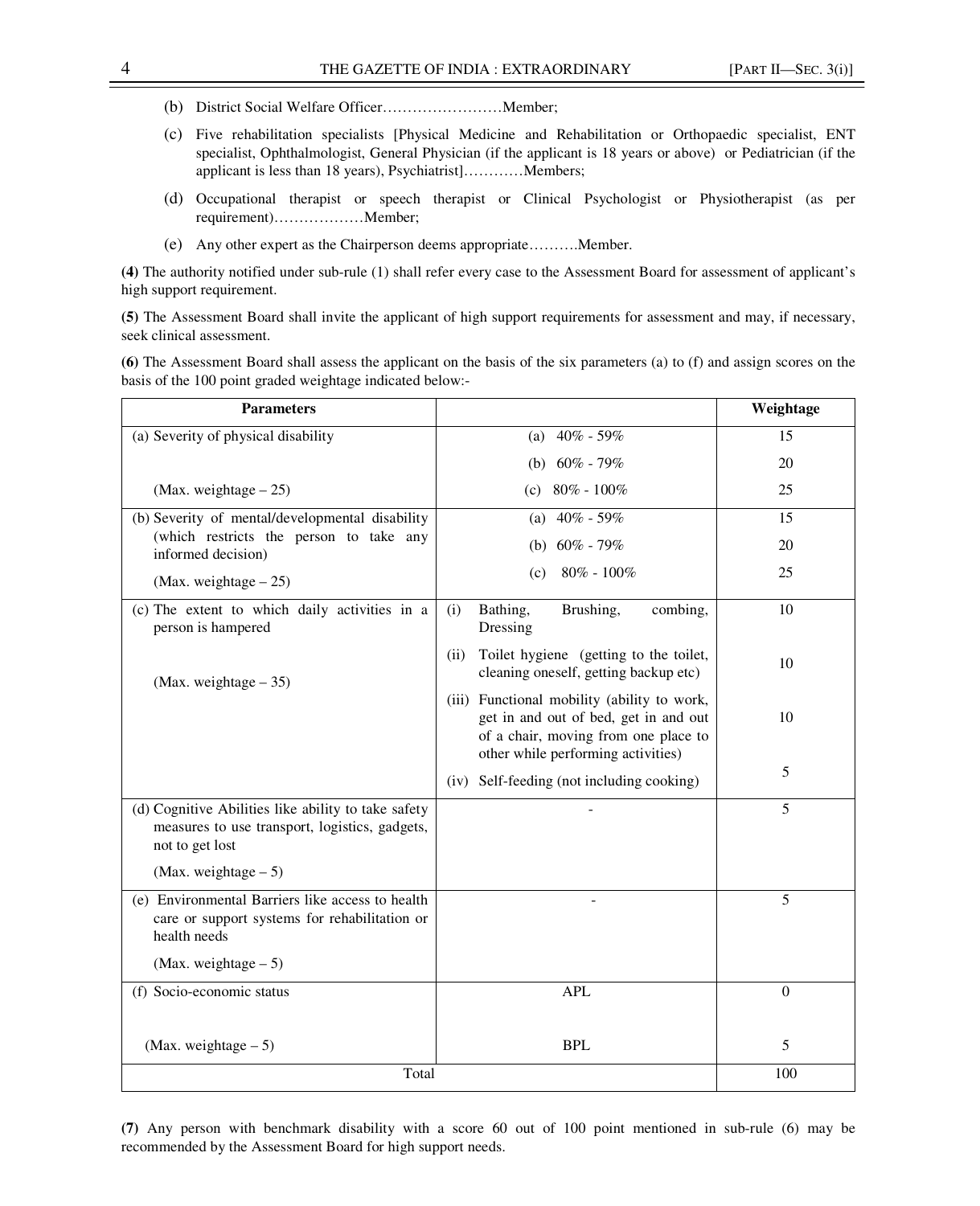(b) District Social Welfare Officer……………………Member;

(c) Five rehabilitation specialists [Physical Medicine and Rehabilitation or Orthopaedic specialist, ENT specialist, Ophthalmologist, General Physician (if the applicant is 18 years or above) or Pediatrician (if the applicant is less than 18 years), Psychiatrist]…………Members;

(d) Occupational therapist or speech therapist or Clinical Psychologist or Physiotherapist (as per requirement)………………Member;

(e) Any other expert as the Chairperson deems appropriate……….Member.

**(4)** The authority notified under sub-rule (1) shall refer every case to the Assessment Board for assessment of applicant's high support requirement.

**(5)** The Assessment Board shall invite the applicant of high support requirements for assessment and may, if necessary, seek clinical assessment.

**(6)** The Assessment Board shall assess the applicant on the basis of the six parameters (a) to (f) and assign scores on the basis of the 100 point graded weightage indicated below:-

| Parameters | | Weightage |
|---|---|---|
| (a) Severity of physical disability | (a) 40% - 59% | 15 |
| | (b) 60% - 79% | 20 |
| (Max. weightage – 25) | (c) 80% - 100% | 25 |
| (b) Severity of mental/developmental disability (which restricts the person to take any informed decision) | (a) 40% - 59% | 15 |
| | (b) 60% - 79% | 20 |
| (Max. weightage – 25) | (c) 80% - 100% | 25 |
| (c) The extent to which daily activities in a person is hampered | (i) Bathing, Brushing, combing, Dressing | 10 |
| (Max. weightage – 35) | (ii) Toilet hygiene (getting to the toilet, cleaning oneself, getting backup etc) | 10 |
| | (iii) Functional mobility (ability to work, get in and out of bed, get in and out of a chair, moving from one place to other while performing activities) | 10 |
| | (iv) Self-feeding (not including cooking) | 5 |
| (d) Cognitive Abilities like ability to take safety measures to use transport, logistics, gadgets, not to get lost (Max. weightage – 5) | - | 5 |
| (e) Environmental Barriers like access to health care or support systems for rehabilitation or health needs (Max. weightage – 5) | - | 5 |
| (f) Socio-economic status | APL | 0 |
| (Max. weightage – 5) | BPL | 5 |
| Total | | 100 |

**(7)** Any person with benchmark disability with a score 60 out of 100 point mentioned in sub-rule (6) may be recommended by the Assessment Board for high support needs.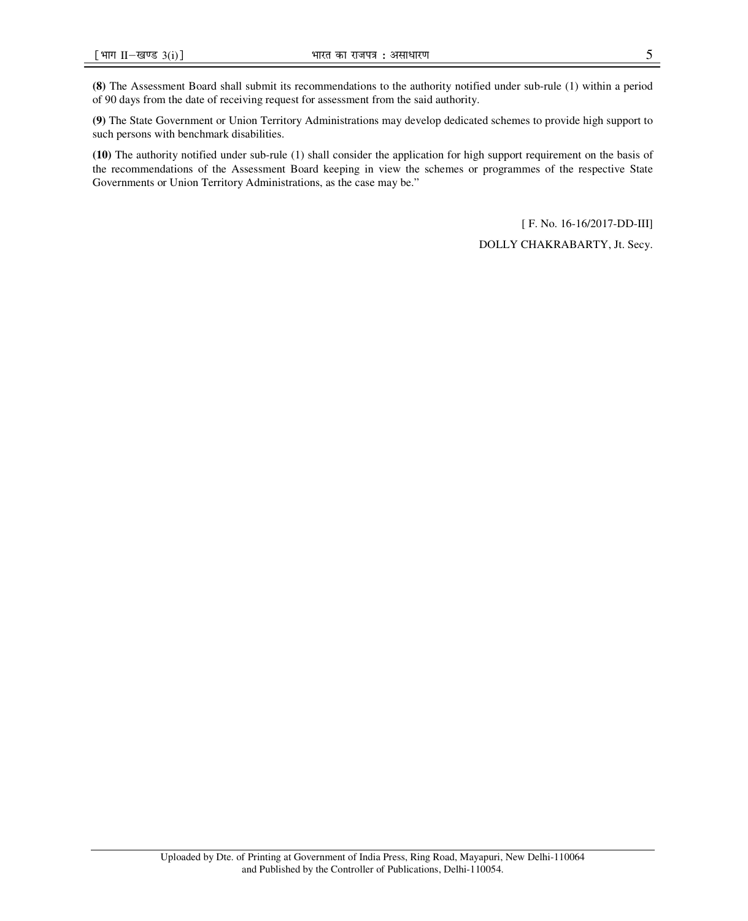**(8)** The Assessment Board shall submit its recommendations to the authority notified under sub-rule (1) within a period of 90 days from the date of receiving request for assessment from the said authority.

**(9)** The State Government or Union Territory Administrations may develop dedicated schemes to provide high support to such persons with benchmark disabilities.

**(10)** The authority notified under sub-rule (1) shall consider the application for high support requirement on the basis of the recommendations of the Assessment Board keeping in view the schemes or programmes of the respective State Governments or Union Territory Administrations, as the case may be."

[ F. No. 16-16/2017-DD-III]

DOLLY CHAKRABARTY, Jt. Secy.

Uploaded by Dte. of Printing at Government of India Press, Ring Road, Mayapuri, New Delhi-110064 and Published by the Controller of Publications, Delhi-110054.